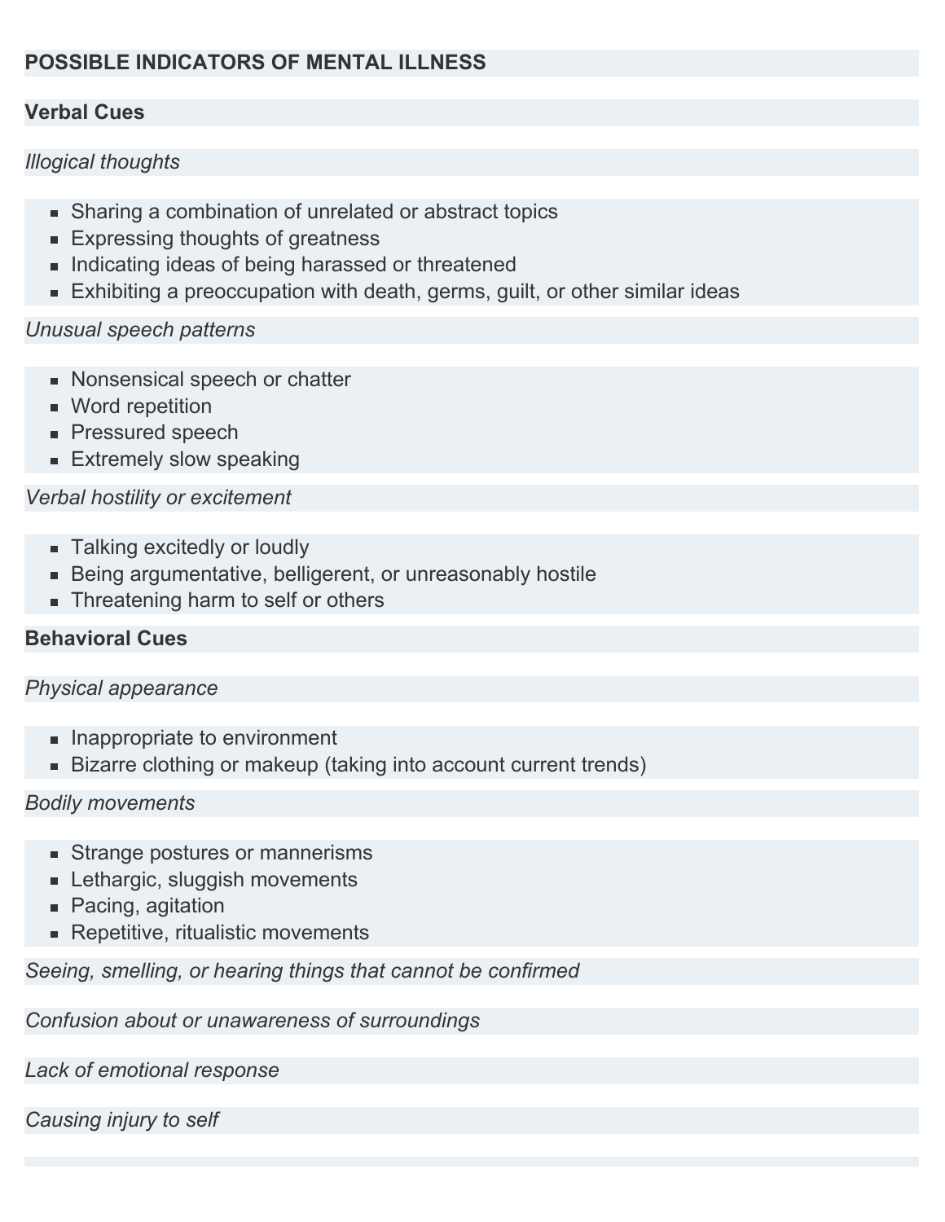# POSSIBLE INDICATORS OF MENTAL ILLNESS

## Verbal Cues

*Illogical thoughts*

- Sharing a combination of unrelated or abstract topics
- Expressing thoughts of greatness
- Indicating ideas of being harassed or threatened
- Exhibiting a preoccupation with death, germs, guilt, or other similar ideas

*Unusual speech patterns*

- Nonsensical speech or chatter
- Word repetition
- Pressured speech
- Extremely slow speaking

*Verbal hostility or excitement*

- Talking excitedly or loudly
- Being argumentative, belligerent, or unreasonably hostile
- Threatening harm to self or others

## Behavioral Cues

*Physical appearance*

- Inappropriate to environment
- Bizarre clothing or makeup (taking into account current trends)

*Bodily movements*

- Strange postures or mannerisms
- Lethargic, sluggish movements
- Pacing, agitation
- Repetitive, ritualistic movements

*Seeing, smelling, or hearing things that cannot be confirmed*

*Confusion about or unawareness of surroundings*

*Lack of emotional response*

*Causing injury to self*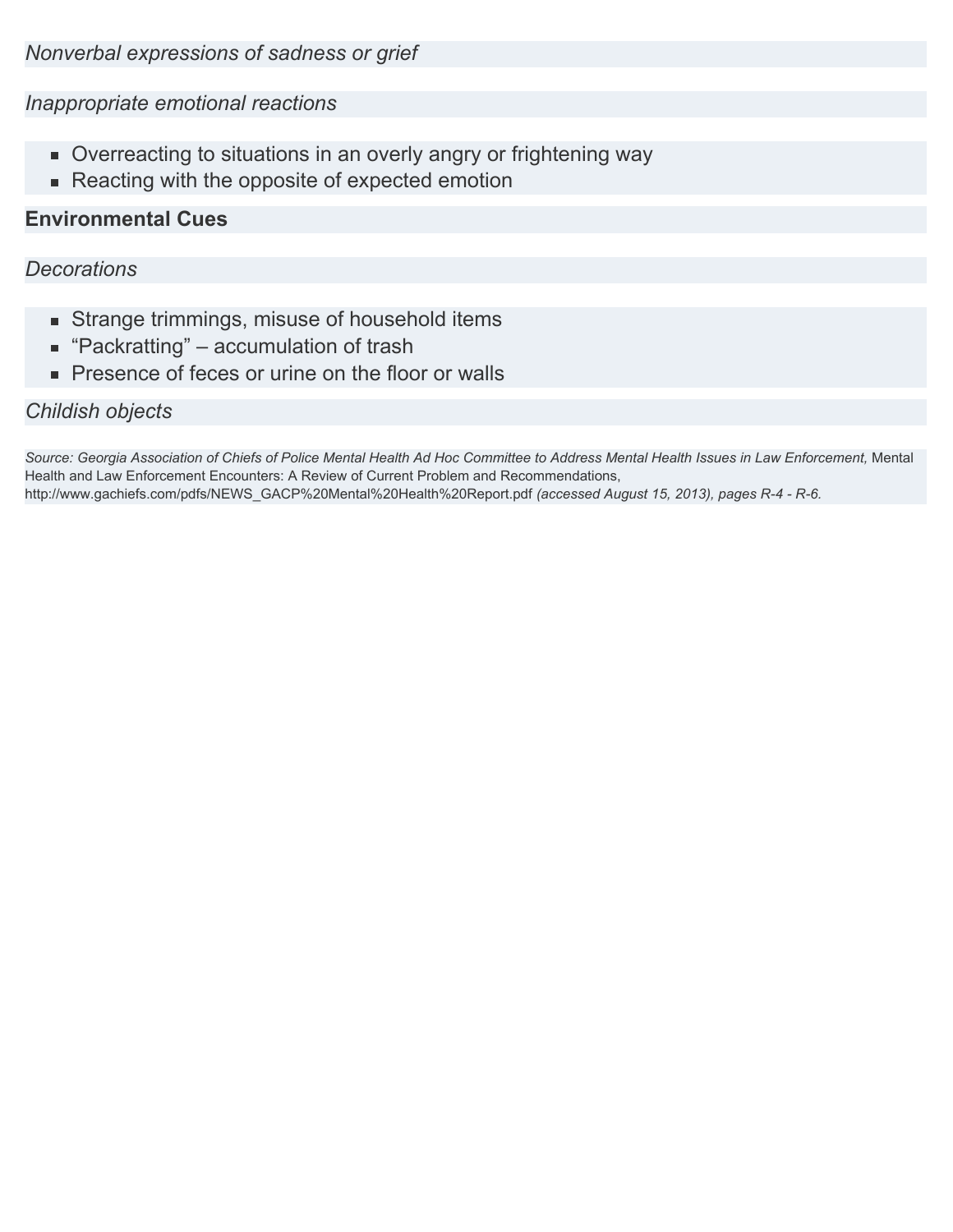*Nonverbal expressions of sadness or grief*

*Inappropriate emotional reactions*

- Overreacting to situations in an overly angry or frightening way
- Reacting with the opposite of expected emotion

**Environmental Cues**

*Decorations*

- Strange trimmings, misuse of household items
- “Packratting” – accumulation of trash
- Presence of feces or urine on the floor or walls

*Childish objects*

*Source: Georgia Association of Chiefs of Police Mental Health Ad Hoc Committee to Address Mental Health Issues in Law Enforcement,* Mental Health and Law Enforcement Encounters: A Review of Current Problem and Recommendations, http://www.gachiefs.com/pdfs/NEWS_GACP%20Mental%20Health%20Report.pdf *(accessed August 15, 2013), pages R-4 - R-6.*